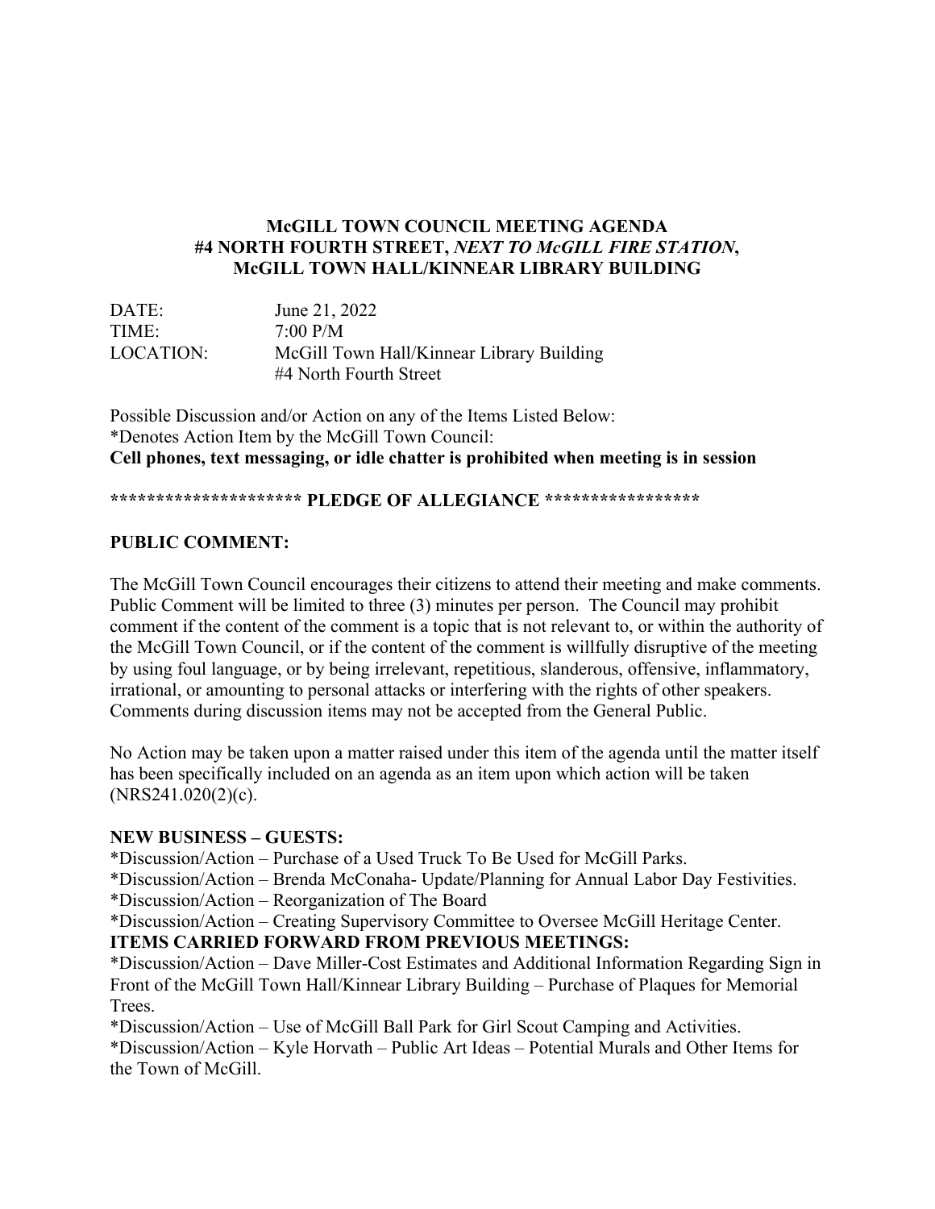**McGILL TOWN COUNCIL MEETING AGENDA**
**#4 NORTH FOURTH STREET, *NEXT TO McGILL FIRE STATION*,**
**McGILL TOWN HALL/KINNEAR LIBRARY BUILDING**

DATE: June 21, 2022
TIME: 7:00 P/M
LOCATION: McGill Town Hall/Kinnear Library Building
#4 North Fourth Street

Possible Discussion and/or Action on any of the Items Listed Below:
*Denotes Action Item by the McGill Town Council:
**Cell phones, text messaging, or idle chatter is prohibited when meeting is in session**

**********************  PLEDGE OF ALLEGIANCE  ******************

**PUBLIC COMMENT:**

The McGill Town Council encourages their citizens to attend their meeting and make comments. Public Comment will be limited to three (3) minutes per person. The Council may prohibit comment if the content of the comment is a topic that is not relevant to, or within the authority of the McGill Town Council, or if the content of the comment is willfully disruptive of the meeting by using foul language, or by being irrelevant, repetitious, slanderous, offensive, inflammatory, irrational, or amounting to personal attacks or interfering with the rights of other speakers. Comments during discussion items may not be accepted from the General Public.

No Action may be taken upon a matter raised under this item of the agenda until the matter itself has been specifically included on an agenda as an item upon which action will be taken (NRS241.020(2)(c).

**NEW BUSINESS – GUESTS:**

*Discussion/Action – Purchase of a Used Truck To Be Used for McGill Parks.
*Discussion/Action – Brenda McConaha- Update/Planning for Annual Labor Day Festivities.
*Discussion/Action – Reorganization of The Board
*Discussion/Action – Creating Supervisory Committee to Oversee McGill Heritage Center.

**ITEMS CARRIED FORWARD FROM PREVIOUS MEETINGS:**

*Discussion/Action – Dave Miller-Cost Estimates and Additional Information Regarding Sign in Front of the McGill Town Hall/Kinnear Library Building – Purchase of Plaques for Memorial Trees.
*Discussion/Action – Use of McGill Ball Park for Girl Scout Camping and Activities.
*Discussion/Action – Kyle Horvath – Public Art Ideas – Potential Murals and Other Items for the Town of McGill.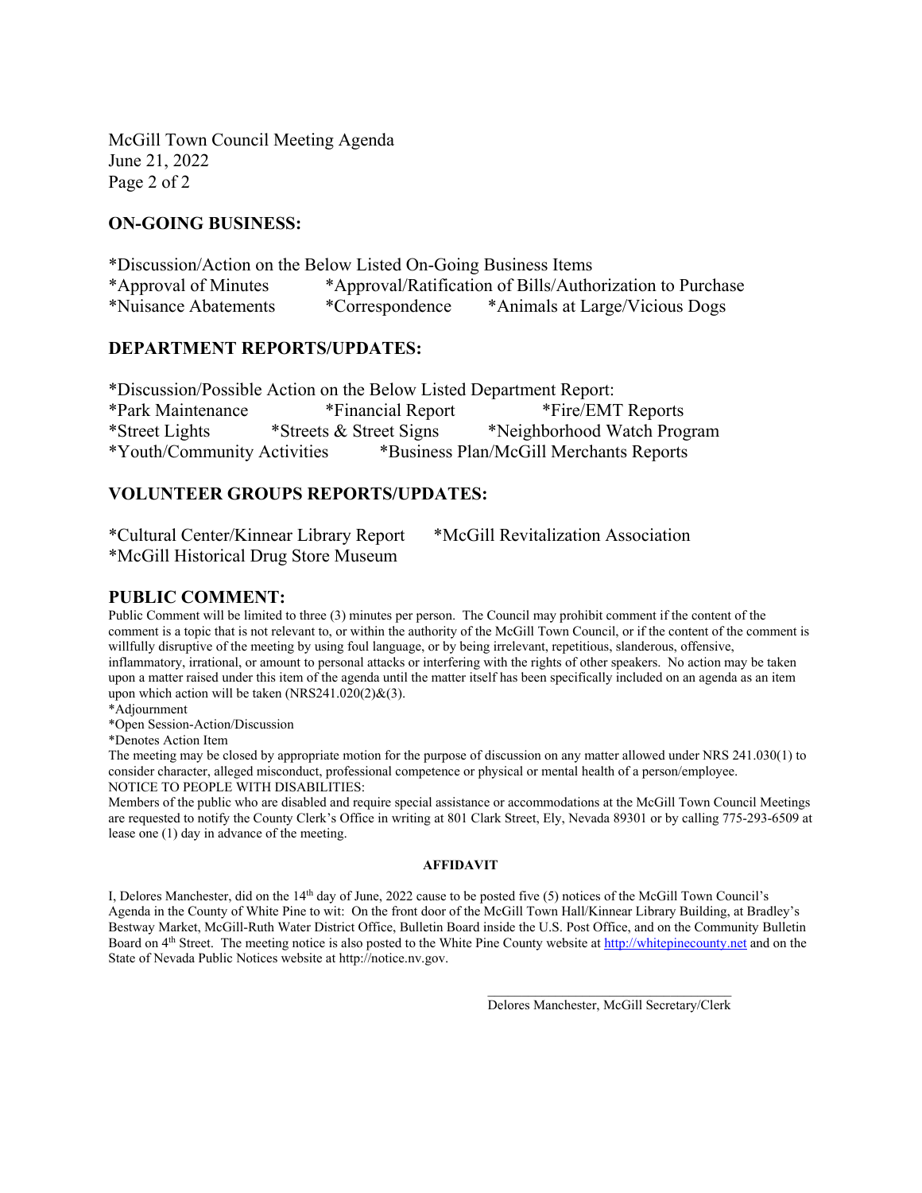## ON-GOING BUSINESS:

*Discussion/Action on the Below Listed On-Going Business Items
*Approval of Minutes *Approval/Ratification of Bills/Authorization to Purchase
*Nuisance Abatements *Correspondence *Animals at Large/Vicious Dogs

## DEPARTMENT REPORTS/UPDATES:

*Discussion/Possible Action on the Below Listed Department Report:
*Park Maintenance *Financial Report *Fire/EMT Reports
*Street Lights *Streets & Street Signs *Neighborhood Watch Program
*Youth/Community Activities *Business Plan/McGill Merchants Reports

## VOLUNTEER GROUPS REPORTS/UPDATES:

*Cultural Center/Kinnear Library Report *McGill Revitalization Association
*McGill Historical Drug Store Museum

## PUBLIC COMMENT:

Public Comment will be limited to three (3) minutes per person. The Council may prohibit comment if the content of the comment is a topic that is not relevant to, or within the authority of the McGill Town Council, or if the content of the comment is willfully disruptive of the meeting by using foul language, or by being irrelevant, repetitious, slanderous, offensive, inflammatory, irrational, or amount to personal attacks or interfering with the rights of other speakers. No action may be taken upon a matter raised under this item of the agenda until the matter itself has been specifically included on an agenda as an item upon which action will be taken (NRS241.020(2)&(3).
*Adjournment
*Open Session-Action/Discussion
*Denotes Action Item
The meeting may be closed by appropriate motion for the purpose of discussion on any matter allowed under NRS 241.030(1) to consider character, alleged misconduct, professional competence or physical or mental health of a person/employee.
NOTICE TO PEOPLE WITH DISABILITIES:
Members of the public who are disabled and require special assistance or accommodations at the McGill Town Council Meetings are requested to notify the County Clerk's Office in writing at 801 Clark Street, Ely, Nevada 89301 or by calling 775-293-6509 at lease one (1) day in advance of the meeting.

**AFFIDAVIT**

I, Delores Manchester, did on the 14th day of June, 2022 cause to be posted five (5) notices of the McGill Town Council's Agenda in the County of White Pine to wit: On the front door of the McGill Town Hall/Kinnear Library Building, at Bradley's Bestway Market, McGill-Ruth Water District Office, Bulletin Board inside the U.S. Post Office, and on the Community Bulletin Board on 4th Street. The meeting notice is also posted to the White Pine County website at http://whitepinecounty.net and on the State of Nevada Public Notices website at http://notice.nv.gov.

\_\_\_\_\_\_\_\_\_\_\_\_\_\_\_\_\_\_\_\_\_\_\_\_\_\_\_\_\_\_\_\_
Delores Manchester, McGill Secretary/Clerk